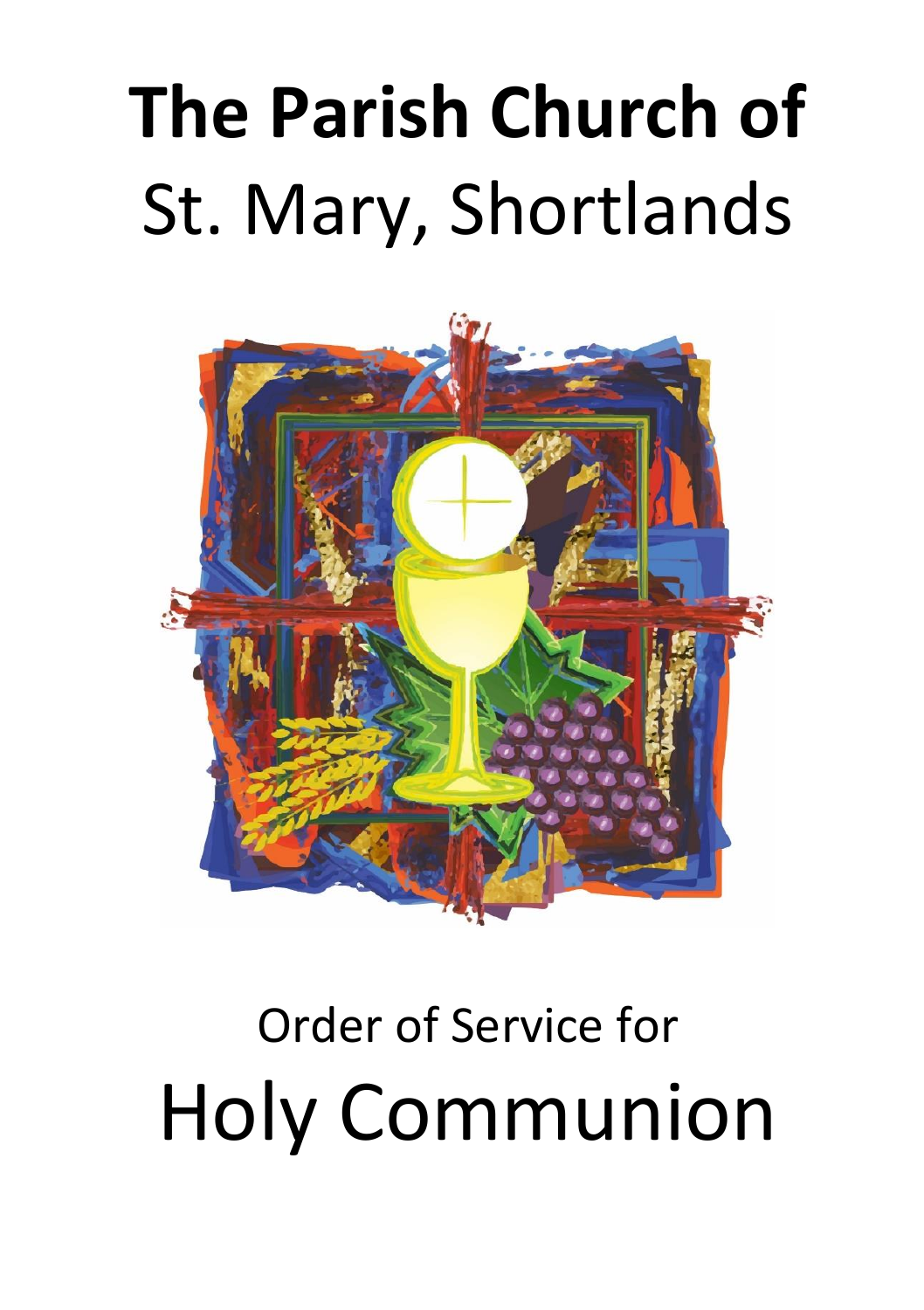# The Parish Church of St. Mary, Shortlands

Order of Service for

# Holy Communion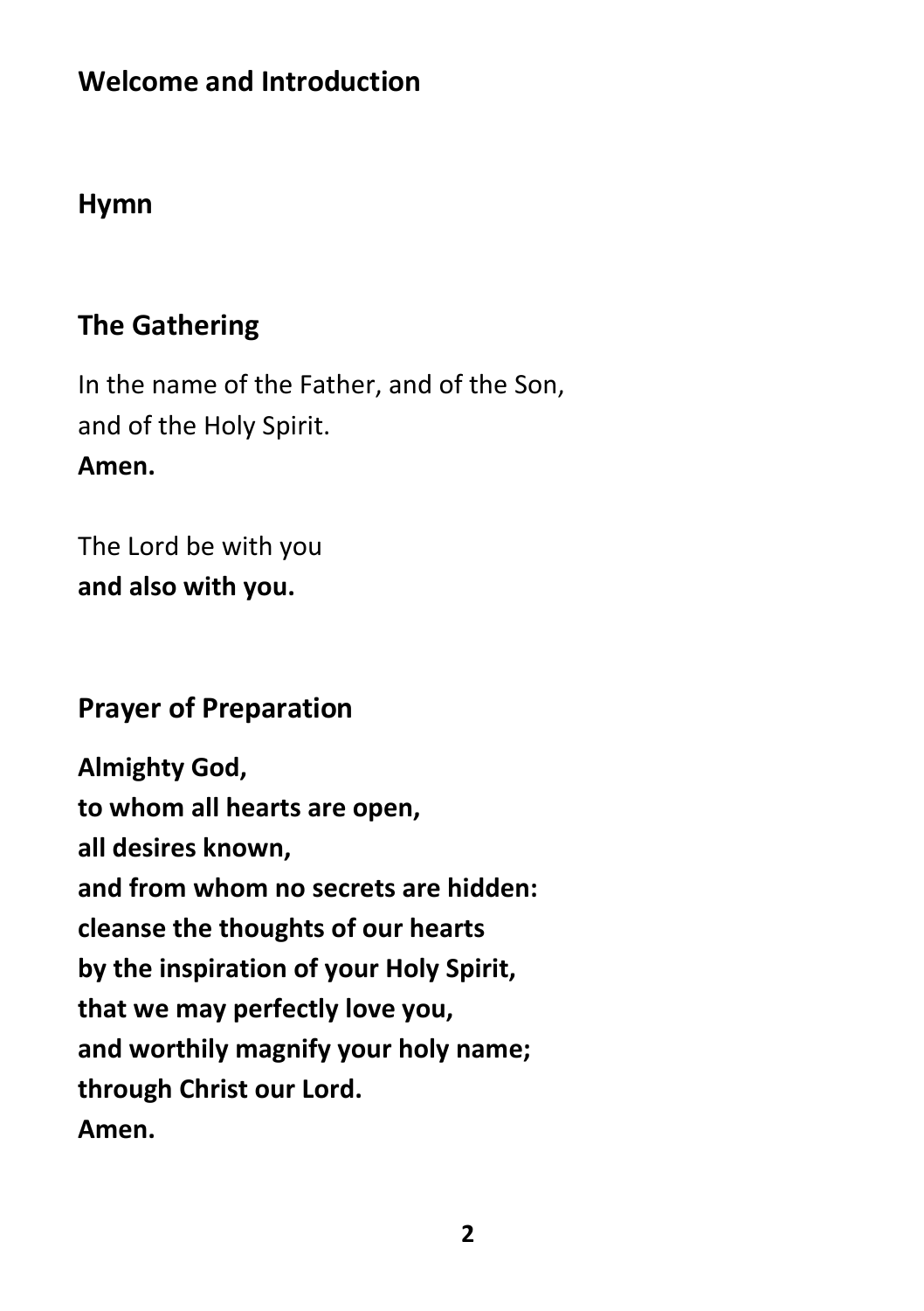## Welcome and Introduction

## Hymn

## The Gathering

In the name of the Father, and of the Son,
and of the Holy Spirit.
**Amen.**

The Lord be with you
**and also with you.**

## Prayer of Preparation

**Almighty God,**
**to whom all hearts are open,**
**all desires known,**
**and from whom no secrets are hidden:**
**cleanse the thoughts of our hearts**
**by the inspiration of your Holy Spirit,**
**that we may perfectly love you,**
**and worthily magnify your holy name;**
**through Christ our Lord.**
**Amen.**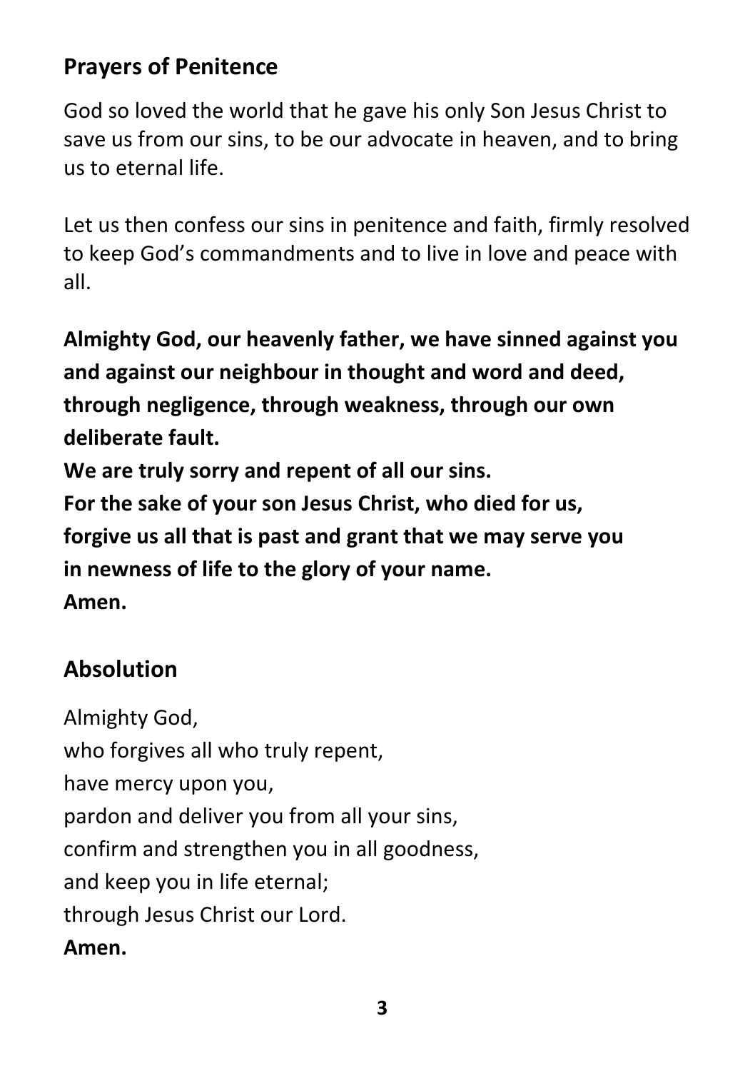## Prayers of Penitence

God so loved the world that he gave his only Son Jesus Christ to save us from our sins, to be our advocate in heaven, and to bring us to eternal life.

Let us then confess our sins in penitence and faith, firmly resolved to keep God's commandments and to live in love and peace with all.

**Almighty God, our heavenly father, we have sinned against you and against our neighbour in thought and word and deed, through negligence, through weakness, through our own deliberate fault.**
**We are truly sorry and repent of all our sins.**
**For the sake of your son Jesus Christ, who died for us,**
**forgive us all that is past and grant that we may serve you**
**in newness of life to the glory of your name.**
**Amen.**

## Absolution

Almighty God,
who forgives all who truly repent,
have mercy upon you,
pardon and deliver you from all your sins,
confirm and strengthen you in all goodness,
and keep you in life eternal;
through Jesus Christ our Lord.
**Amen.**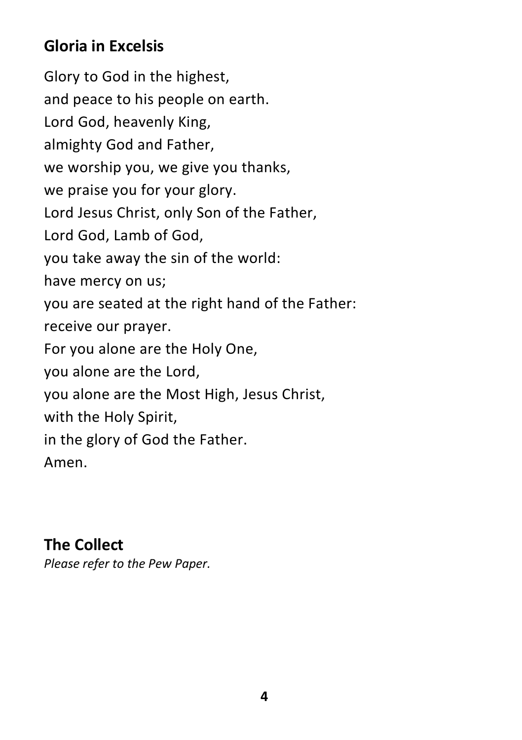## Gloria in Excelsis

Glory to God in the highest,
and peace to his people on earth.
Lord God, heavenly King,
almighty God and Father,
we worship you, we give you thanks,
we praise you for your glory.
Lord Jesus Christ, only Son of the Father,
Lord God, Lamb of God,
you take away the sin of the world:
have mercy on us;
you are seated at the right hand of the Father:
receive our prayer.
For you alone are the Holy One,
you alone are the Lord,
you alone are the Most High, Jesus Christ,
with the Holy Spirit,
in the glory of God the Father.
Amen.

## The Collect

*Please refer to the Pew Paper.*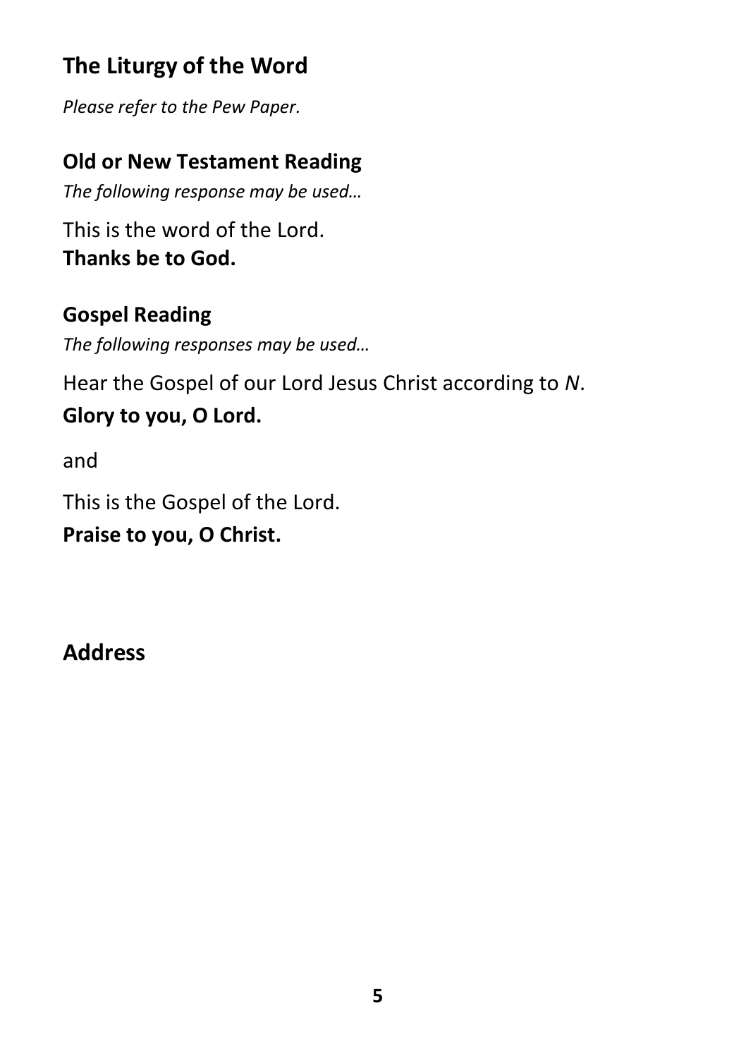## The Liturgy of the Word

*Please refer to the Pew Paper.*

### Old or New Testament Reading

*The following response may be used…*

This is the word of the Lord.
**Thanks be to God.**

### Gospel Reading

*The following responses may be used…*

Hear the Gospel of our Lord Jesus Christ according to *N*.

**Glory to you, O Lord.**

and

This is the Gospel of the Lord.

**Praise to you, O Christ.**

## Address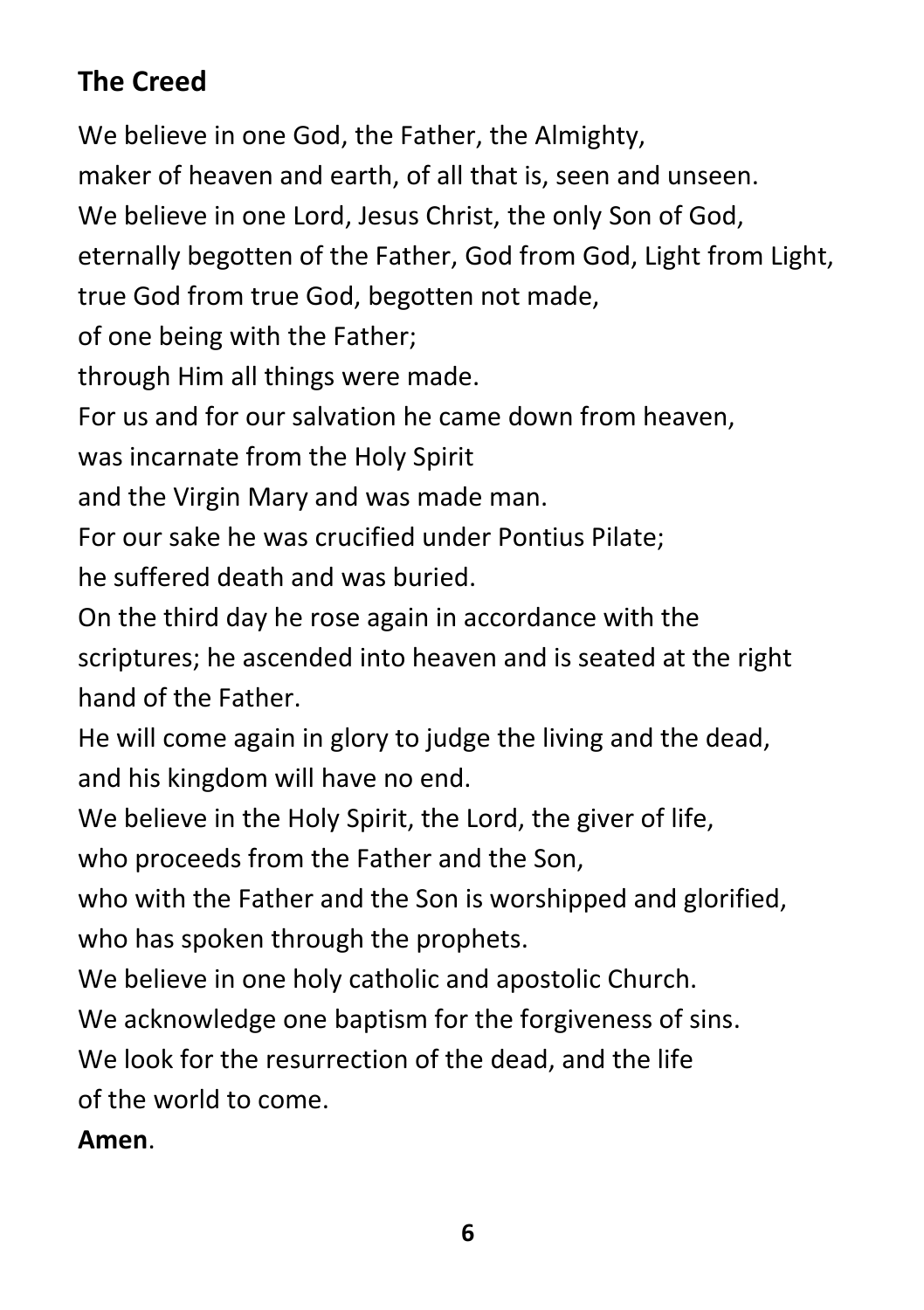## The Creed

We believe in one God, the Father, the Almighty,
maker of heaven and earth, of all that is, seen and unseen.
We believe in one Lord, Jesus Christ, the only Son of God,
eternally begotten of the Father, God from God, Light from Light,
true God from true God, begotten not made,
of one being with the Father;
through Him all things were made.
For us and for our salvation he came down from heaven,
was incarnate from the Holy Spirit
and the Virgin Mary and was made man.
For our sake he was crucified under Pontius Pilate;
he suffered death and was buried.
On the third day he rose again in accordance with the scriptures; he ascended into heaven and is seated at the right hand of the Father.
He will come again in glory to judge the living and the dead,
and his kingdom will have no end.
We believe in the Holy Spirit, the Lord, the giver of life,
who proceeds from the Father and the Son,
who with the Father and the Son is worshipped and glorified,
who has spoken through the prophets.
We believe in one holy catholic and apostolic Church.
We acknowledge one baptism for the forgiveness of sins.
We look for the resurrection of the dead, and the life
of the world to come.
**Amen**.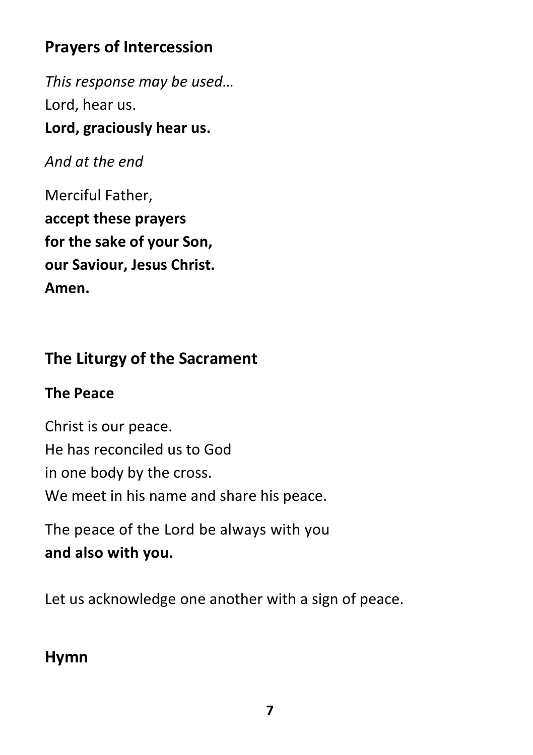## Prayers of Intercession

*This response may be used…*
Lord, hear us.
**Lord, graciously hear us.**

*And at the end*

Merciful Father,
**accept these prayers**
**for the sake of your Son,**
**our Saviour, Jesus Christ.**
**Amen.**

## The Liturgy of the Sacrament

### The Peace

Christ is our peace.
He has reconciled us to God
in one body by the cross.
We meet in his name and share his peace.

The peace of the Lord be always with you
**and also with you.**

Let us acknowledge one another with a sign of peace.

## Hymn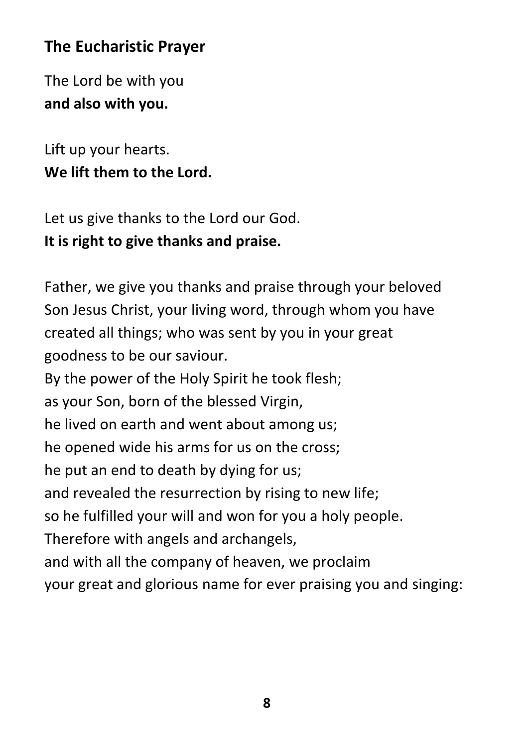## The Eucharistic Prayer

The Lord be with you
**and also with you.**

Lift up your hearts.
**We lift them to the Lord.**

Let us give thanks to the Lord our God.
**It is right to give thanks and praise.**

Father, we give you thanks and praise through your beloved Son Jesus Christ, your living word, through whom you have created all things; who was sent by you in your great goodness to be our saviour.
By the power of the Holy Spirit he took flesh;
as your Son, born of the blessed Virgin,
he lived on earth and went about among us;
he opened wide his arms for us on the cross;
he put an end to death by dying for us;
and revealed the resurrection by rising to new life;
so he fulfilled your will and won for you a holy people.
Therefore with angels and archangels,
and with all the company of heaven, we proclaim
your great and glorious name for ever praising you and singing: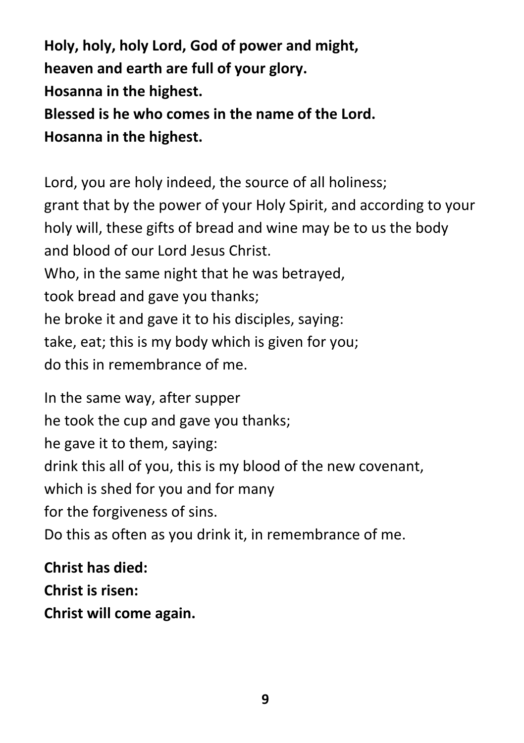**Holy, holy, holy Lord, God of power and might,**
**heaven and earth are full of your glory.**
**Hosanna in the highest.**
**Blessed is he who comes in the name of the Lord.**
**Hosanna in the highest.**

Lord, you are holy indeed, the source of all holiness;
grant that by the power of your Holy Spirit, and according to your holy will, these gifts of bread and wine may be to us the body and blood of our Lord Jesus Christ.
Who, in the same night that he was betrayed,
took bread and gave you thanks;
he broke it and gave it to his disciples, saying:
take, eat; this is my body which is given for you;
do this in remembrance of me.

In the same way, after supper
he took the cup and gave you thanks;
he gave it to them, saying:
drink this all of you, this is my blood of the new covenant,
which is shed for you and for many
for the forgiveness of sins.
Do this as often as you drink it, in remembrance of me.

**Christ has died:**
**Christ is risen:**
**Christ will come again.**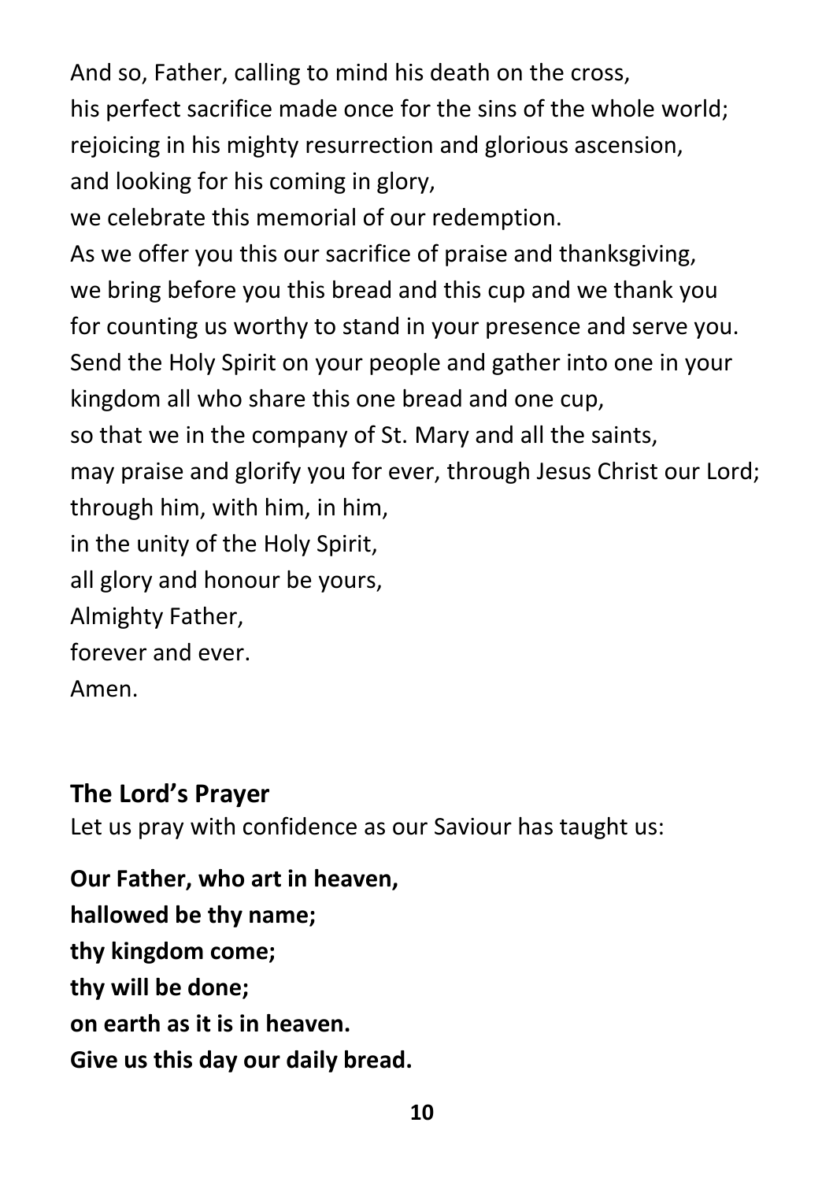And so, Father, calling to mind his death on the cross,
his perfect sacrifice made once for the sins of the whole world;
rejoicing in his mighty resurrection and glorious ascension,
and looking for his coming in glory,
we celebrate this memorial of our redemption.
As we offer you this our sacrifice of praise and thanksgiving,
we bring before you this bread and this cup and we thank you
for counting us worthy to stand in your presence and serve you.
Send the Holy Spirit on your people and gather into one in your
kingdom all who share this one bread and one cup,
so that we in the company of St. Mary and all the saints,
may praise and glorify you for ever, through Jesus Christ our Lord;
through him, with him, in him,
in the unity of the Holy Spirit,
all glory and honour be yours,
Almighty Father,
forever and ever.
Amen.

## The Lord's Prayer

Let us pray with confidence as our Saviour has taught us:

**Our Father, who art in heaven,**
**hallowed be thy name;**
**thy kingdom come;**
**thy will be done;**
**on earth as it is in heaven.**
**Give us this day our daily bread.**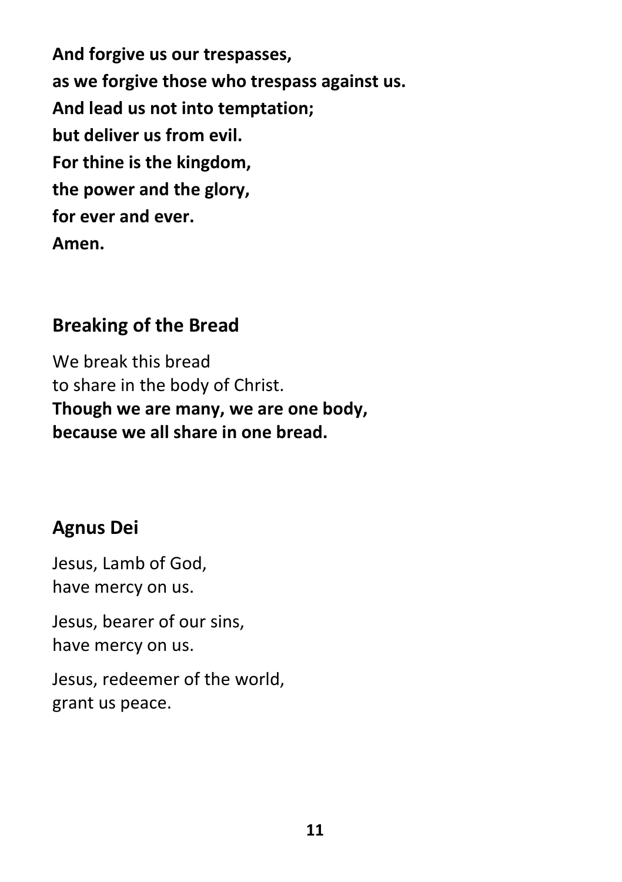**And forgive us our trespasses,**
**as we forgive those who trespass against us.**
**And lead us not into temptation;**
**but deliver us from evil.**
**For thine is the kingdom,**
**the power and the glory,**
**for ever and ever.**
**Amen.**

## Breaking of the Bread

We break this bread
to share in the body of Christ.
**Though we are many, we are one body,**
**because we all share in one bread.**

## Agnus Dei

Jesus, Lamb of God,
have mercy on us.

Jesus, bearer of our sins,
have mercy on us.

Jesus, redeemer of the world,
grant us peace.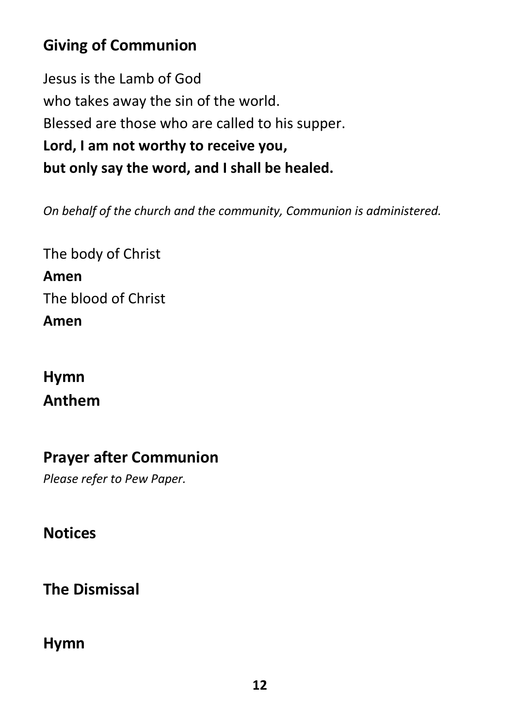## Giving of Communion

Jesus is the Lamb of God
who takes away the sin of the world.
Blessed are those who are called to his supper.
**Lord, I am not worthy to receive you,**
**but only say the word, and I shall be healed.**

*On behalf of the church and the community, Communion is administered.*

The body of Christ
**Amen**
The blood of Christ
**Amen**

## Hymn
## Anthem

## Prayer after Communion
*Please refer to Pew Paper.*

## Notices

## The Dismissal

## Hymn